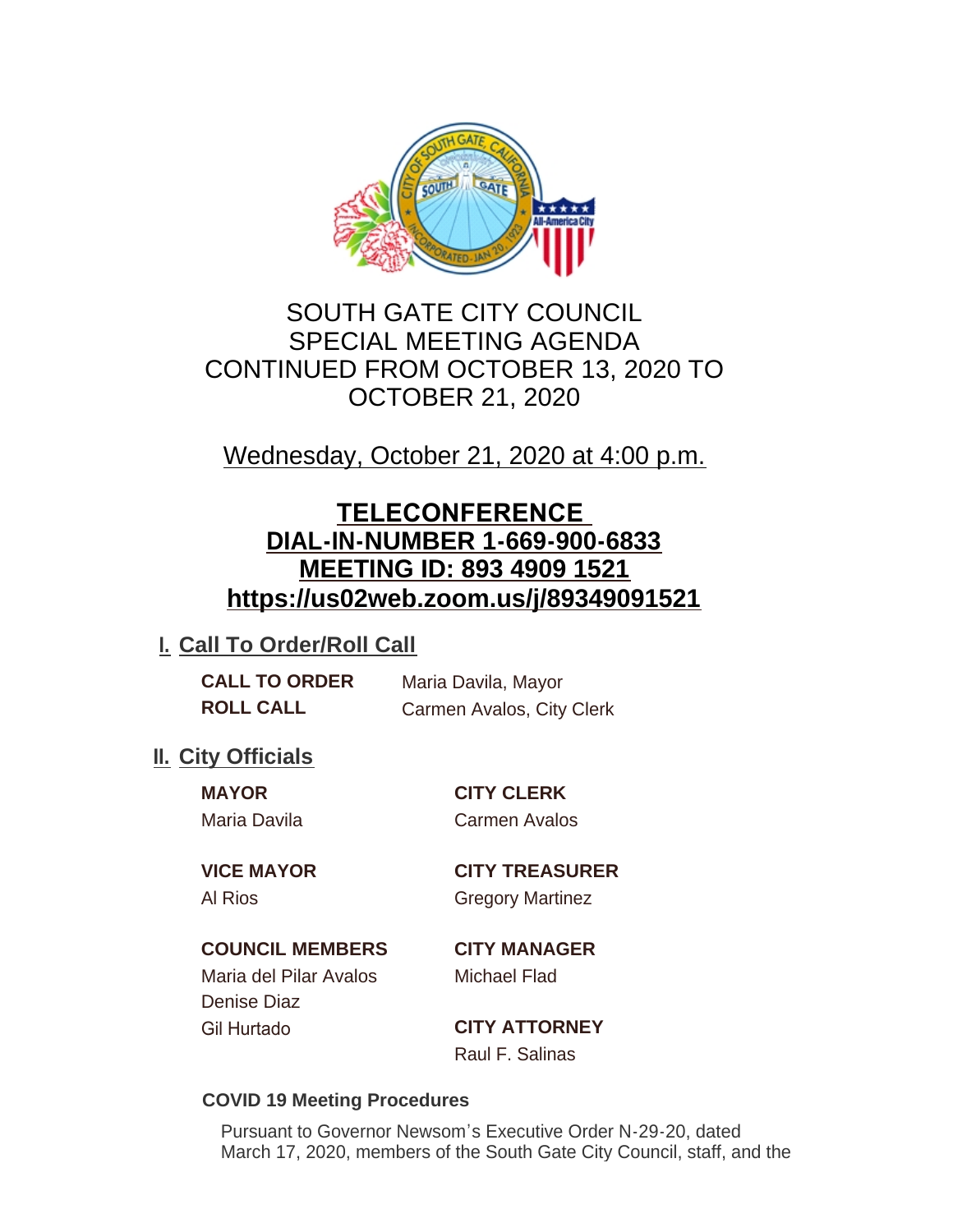# SOUTH GATE CITY COUNCIL
# SPECIAL MEETING AGENDA
# CONTINUED FROM OCTOBER 13, 2020 TO OCTOBER 21, 2020

Wednesday, October 21, 2020 at 4:00 p.m.

**TELECONFERENCE**
**DIAL-IN-NUMBER 1-669-900-6833**
**MEETING ID: 893 4909 1521**
**https://us02web.zoom.us/j/89349091521**

## I. Call To Order/Roll Call

**CALL TO ORDER** Maria Davila, Mayor
**ROLL CALL** Carmen Avalos, City Clerk

## II. City Officials

**MAYOR**
Maria Davila

**VICE MAYOR**
Al Rios

**COUNCIL MEMBERS**
Maria del Pilar Avalos
Denise Diaz
Gil Hurtado

**CITY CLERK**
Carmen Avalos

**CITY TREASURER**
Gregory Martinez

**CITY MANAGER**
Michael Flad

**CITY ATTORNEY**
Raul F. Salinas

**COVID 19 Meeting Procedures**

Pursuant to Governor Newsom's Executive Order N-29-20, dated March 17, 2020, members of the South Gate City Council, staff, and the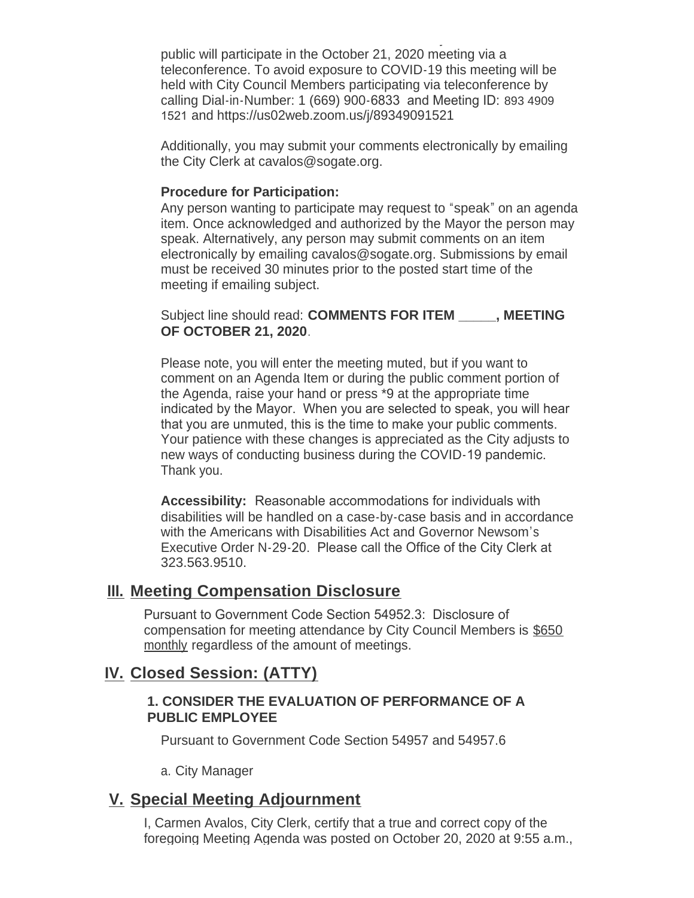public will participate in the October 21, 2020 meeting via a teleconference. To avoid exposure to COVID-19 this meeting will be held with City Council Members participating via teleconference by calling Dial-in-Number: 1 (669) 900-6833 and Meeting ID: 893 4909 1521 and https://us02web.zoom.us/j/89349091521

Additionally, you may submit your comments electronically by emailing the City Clerk at cavalos@sogate.org.

**Procedure for Participation:**
Any person wanting to participate may request to "speak" on an agenda item. Once acknowledged and authorized by the Mayor the person may speak. Alternatively, any person may submit comments on an item electronically by emailing cavalos@sogate.org. Submissions by email must be received 30 minutes prior to the posted start time of the meeting if emailing subject.

Subject line should read: **COMMENTS FOR ITEM _____, MEETING OF OCTOBER 21, 2020**.

Please note, you will enter the meeting muted, but if you want to comment on an Agenda Item or during the public comment portion of the Agenda, raise your hand or press *9 at the appropriate time indicated by the Mayor. When you are selected to speak, you will hear that you are unmuted, this is the time to make your public comments. Your patience with these changes is appreciated as the City adjusts to new ways of conducting business during the COVID-19 pandemic. Thank you.

**Accessibility:** Reasonable accommodations for individuals with disabilities will be handled on a case-by-case basis and in accordance with the Americans with Disabilities Act and Governor Newsom's Executive Order N-29-20. Please call the Office of the City Clerk at 323.563.9510.

## III. Meeting Compensation Disclosure

Pursuant to Government Code Section 54952.3: Disclosure of compensation for meeting attendance by City Council Members is $650 monthly regardless of the amount of meetings.

## IV. Closed Session: (ATTY)

**1. CONSIDER THE EVALUATION OF PERFORMANCE OF A PUBLIC EMPLOYEE**

Pursuant to Government Code Section 54957 and 54957.6

a. City Manager

## V. Special Meeting Adjournment

I, Carmen Avalos, City Clerk, certify that a true and correct copy of the foregoing Meeting Agenda was posted on October 20, 2020 at 9:55 a.m.,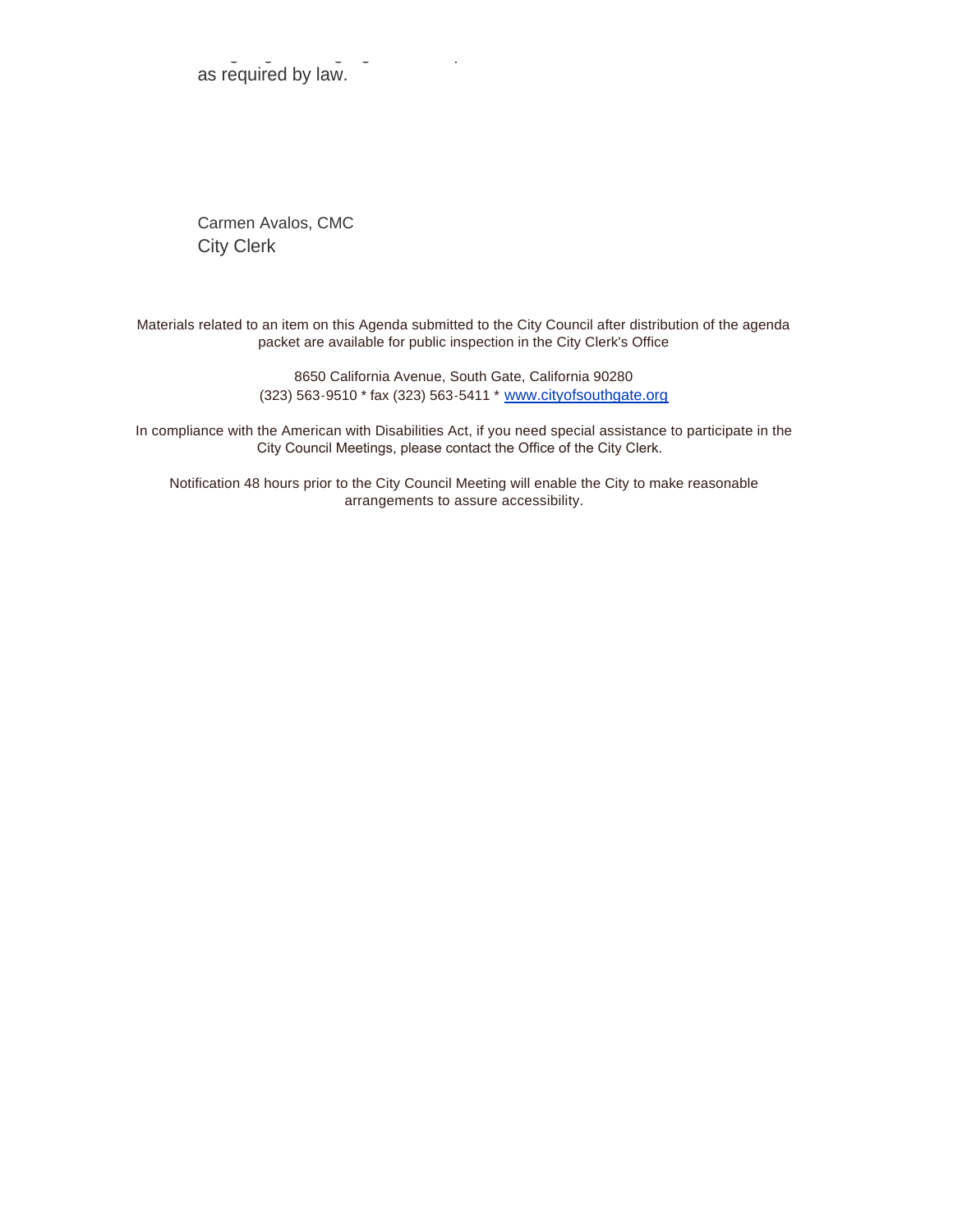as required by law.

Carmen Avalos, CMC
City Clerk

Materials related to an item on this Agenda submitted to the City Council after distribution of the agenda packet are available for public inspection in the City Clerk's Office

8650 California Avenue, South Gate, California 90280
(323) 563-9510 * fax (323) 563-5411 * www.cityofsouthgate.org

In compliance with the American with Disabilities Act, if you need special assistance to participate in the City Council Meetings, please contact the Office of the City Clerk.

Notification 48 hours prior to the City Council Meeting will enable the City to make reasonable arrangements to assure accessibility.